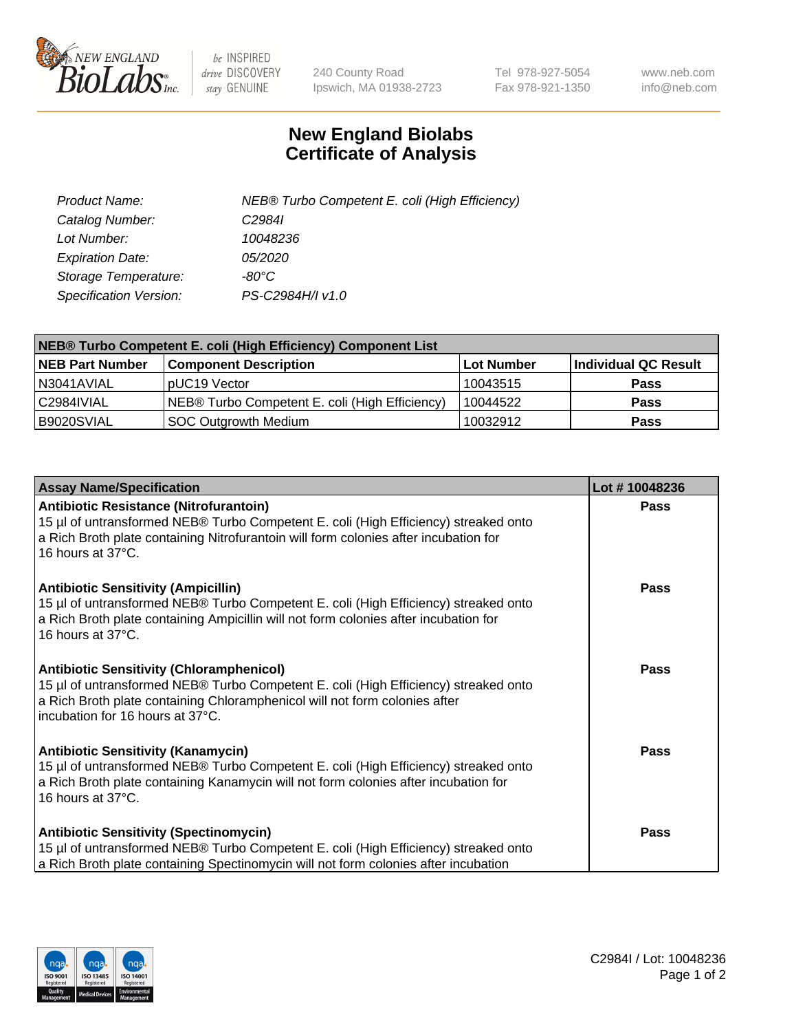New England BioLabs Inc. — be INSPIRED drive DISCOVERY stay GENUINE

240 County Road
Ipswich, MA 01938-2723

Tel 978-927-5054
Fax 978-921-1350

www.neb.com
info@neb.com

# New England Biolabs Certificate of Analysis

| | |
|---|---|
| *Product Name:* | *NEB® Turbo Competent E. coli (High Efficiency)* |
| *Catalog Number:* | *C2984I* |
| *Lot Number:* | *10048236* |
| *Expiration Date:* | *05/2020* |
| *Storage Temperature:* | *-80°C* |
| *Specification Version:* | *PS-C2984H/I v1.0* |

| NEB® Turbo Competent E. coli (High Efficiency) Component List | | | |
|---|---|---|---|
| **NEB Part Number** | **Component Description** | **Lot Number** | **Individual QC Result** |
| N3041AVIAL | pUC19 Vector | 10043515 | **Pass** |
| C2984IVIAL | NEB® Turbo Competent E. coli (High Efficiency) | 10044522 | **Pass** |
| B9020SVIAL | SOC Outgrowth Medium | 10032912 | **Pass** |

| Assay Name/Specification | Lot # 10048236 |
|---|---|
| **Antibiotic Resistance (Nitrofurantoin)**<br>15 µl of untransformed NEB® Turbo Competent E. coli (High Efficiency) streaked onto a Rich Broth plate containing Nitrofurantoin will form colonies after incubation for 16 hours at 37°C. | **Pass** |
| **Antibiotic Sensitivity (Ampicillin)**<br>15 µl of untransformed NEB® Turbo Competent E. coli (High Efficiency) streaked onto a Rich Broth plate containing Ampicillin will not form colonies after incubation for 16 hours at 37°C. | **Pass** |
| **Antibiotic Sensitivity (Chloramphenicol)**<br>15 µl of untransformed NEB® Turbo Competent E. coli (High Efficiency) streaked onto a Rich Broth plate containing Chloramphenicol will not form colonies after incubation for 16 hours at 37°C. | **Pass** |
| **Antibiotic Sensitivity (Kanamycin)**<br>15 µl of untransformed NEB® Turbo Competent E. coli (High Efficiency) streaked onto a Rich Broth plate containing Kanamycin will not form colonies after incubation for 16 hours at 37°C. | **Pass** |
| **Antibiotic Sensitivity (Spectinomycin)**<br>15 µl of untransformed NEB® Turbo Competent E. coli (High Efficiency) streaked onto a Rich Broth plate containing Spectinomycin will not form colonies after incubation | **Pass** |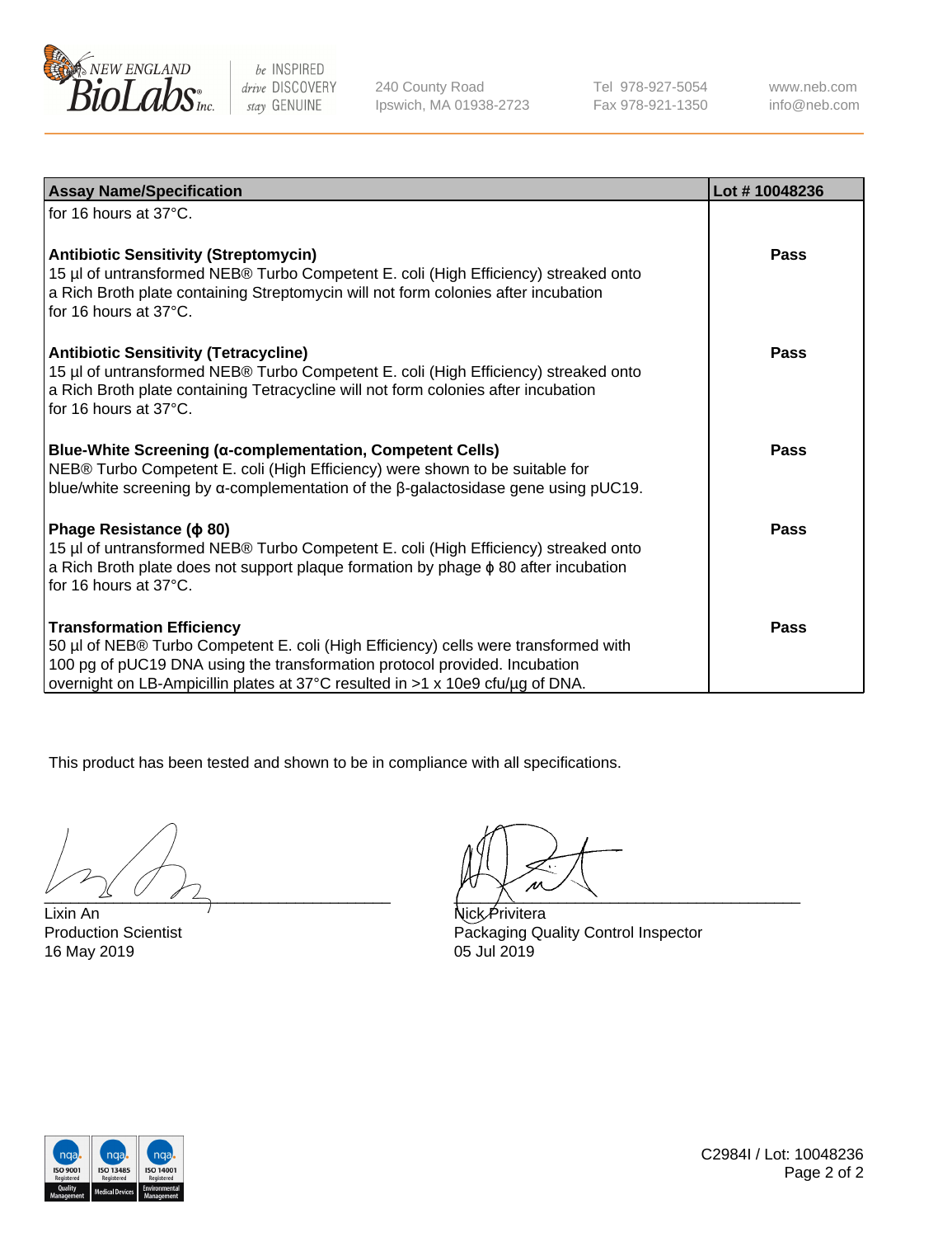| Assay Name/Specification | Lot # 10048236 |
|---|---|
| for 16 hours at 37°C. | |
| **Antibiotic Sensitivity (Streptomycin)**<br>15 µl of untransformed NEB® Turbo Competent E. coli (High Efficiency) streaked onto a Rich Broth plate containing Streptomycin will not form colonies after incubation for 16 hours at 37°C. | **Pass** |
| **Antibiotic Sensitivity (Tetracycline)**<br>15 µl of untransformed NEB® Turbo Competent E. coli (High Efficiency) streaked onto a Rich Broth plate containing Tetracycline will not form colonies after incubation for 16 hours at 37°C. | **Pass** |
| **Blue-White Screening (α-complementation, Competent Cells)**<br>NEB® Turbo Competent E. coli (High Efficiency) were shown to be suitable for blue/white screening by α-complementation of the β-galactosidase gene using pUC19. | **Pass** |
| **Phage Resistance (ϕ 80)**<br>15 µl of untransformed NEB® Turbo Competent E. coli (High Efficiency) streaked onto a Rich Broth plate does not support plaque formation by phage ϕ 80 after incubation for 16 hours at 37°C. | **Pass** |
| **Transformation Efficiency**<br>50 µl of NEB® Turbo Competent E. coli (High Efficiency) cells were transformed with 100 pg of pUC19 DNA using the transformation protocol provided. Incubation overnight on LB-Ampicillin plates at 37°C resulted in >1 x 10e9 cfu/µg of DNA. | **Pass** |

This product has been tested and shown to be in compliance with all specifications.

Lixin An
Production Scientist
16 May 2019

Nick Privitera
Packaging Quality Control Inspector
05 Jul 2019

C2984I / Lot: 10048236